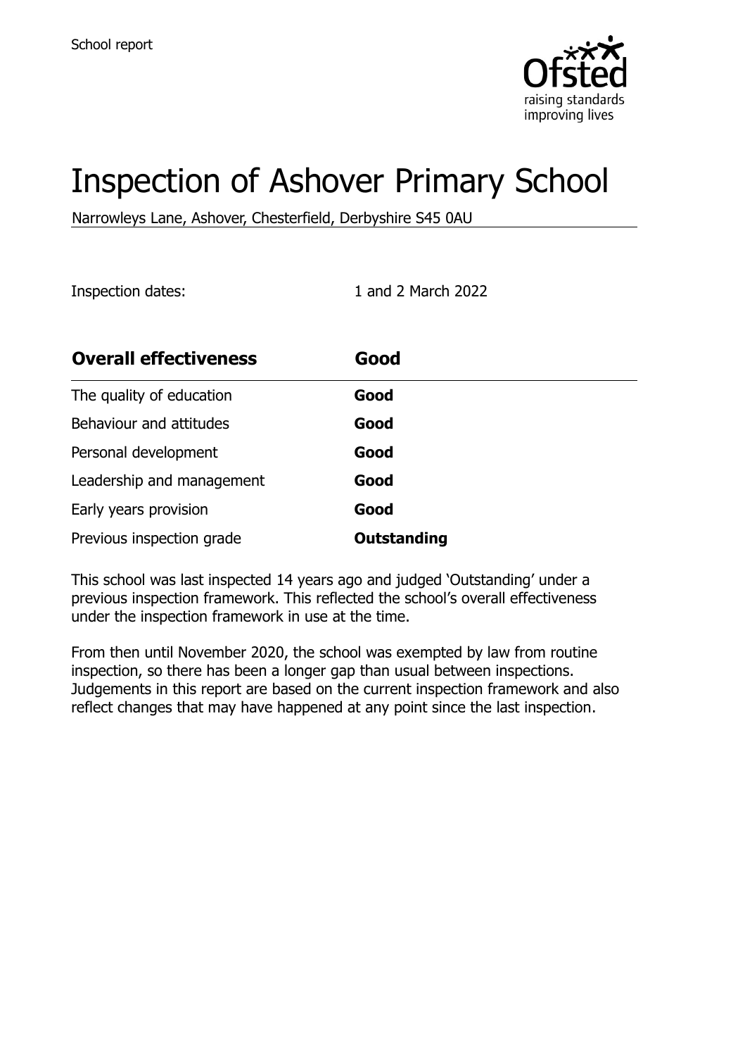School report

# Inspection of Ashover Primary School

Narrowleys Lane, Ashover, Chesterfield, Derbyshire S45 0AU

Inspection dates: 1 and 2 March 2022

| Overall effectiveness | Good |
|---|---|
| The quality of education | **Good** |
| Behaviour and attitudes | **Good** |
| Personal development | **Good** |
| Leadership and management | **Good** |
| Early years provision | **Good** |
| Previous inspection grade | **Outstanding** |

This school was last inspected 14 years ago and judged 'Outstanding' under a previous inspection framework. This reflected the school's overall effectiveness under the inspection framework in use at the time.

From then until November 2020, the school was exempted by law from routine inspection, so there has been a longer gap than usual between inspections. Judgements in this report are based on the current inspection framework and also reflect changes that may have happened at any point since the last inspection.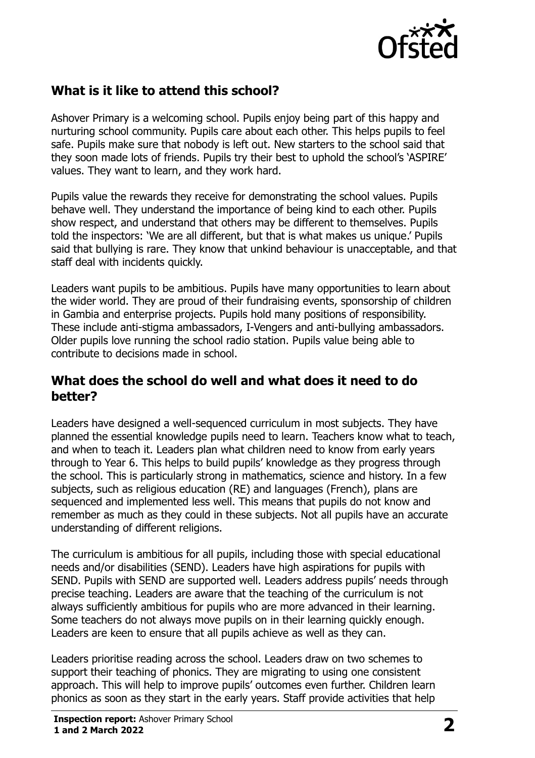## What is it like to attend this school?

Ashover Primary is a welcoming school. Pupils enjoy being part of this happy and nurturing school community. Pupils care about each other. This helps pupils to feel safe. Pupils make sure that nobody is left out. New starters to the school said that they soon made lots of friends. Pupils try their best to uphold the school's 'ASPIRE' values. They want to learn, and they work hard.

Pupils value the rewards they receive for demonstrating the school values. Pupils behave well. They understand the importance of being kind to each other. Pupils show respect, and understand that others may be different to themselves. Pupils told the inspectors: 'We are all different, but that is what makes us unique.' Pupils said that bullying is rare. They know that unkind behaviour is unacceptable, and that staff deal with incidents quickly.

Leaders want pupils to be ambitious. Pupils have many opportunities to learn about the wider world. They are proud of their fundraising events, sponsorship of children in Gambia and enterprise projects. Pupils hold many positions of responsibility. These include anti-stigma ambassadors, I-Vengers and anti-bullying ambassadors. Older pupils love running the school radio station. Pupils value being able to contribute to decisions made in school.

## What does the school do well and what does it need to do better?

Leaders have designed a well-sequenced curriculum in most subjects. They have planned the essential knowledge pupils need to learn. Teachers know what to teach, and when to teach it. Leaders plan what children need to know from early years through to Year 6. This helps to build pupils' knowledge as they progress through the school. This is particularly strong in mathematics, science and history. In a few subjects, such as religious education (RE) and languages (French), plans are sequenced and implemented less well. This means that pupils do not know and remember as much as they could in these subjects. Not all pupils have an accurate understanding of different religions.

The curriculum is ambitious for all pupils, including those with special educational needs and/or disabilities (SEND). Leaders have high aspirations for pupils with SEND. Pupils with SEND are supported well. Leaders address pupils' needs through precise teaching. Leaders are aware that the teaching of the curriculum is not always sufficiently ambitious for pupils who are more advanced in their learning. Some teachers do not always move pupils on in their learning quickly enough. Leaders are keen to ensure that all pupils achieve as well as they can.

Leaders prioritise reading across the school. Leaders draw on two schemes to support their teaching of phonics. They are migrating to using one consistent approach. This will help to improve pupils' outcomes even further. Children learn phonics as soon as they start in the early years. Staff provide activities that help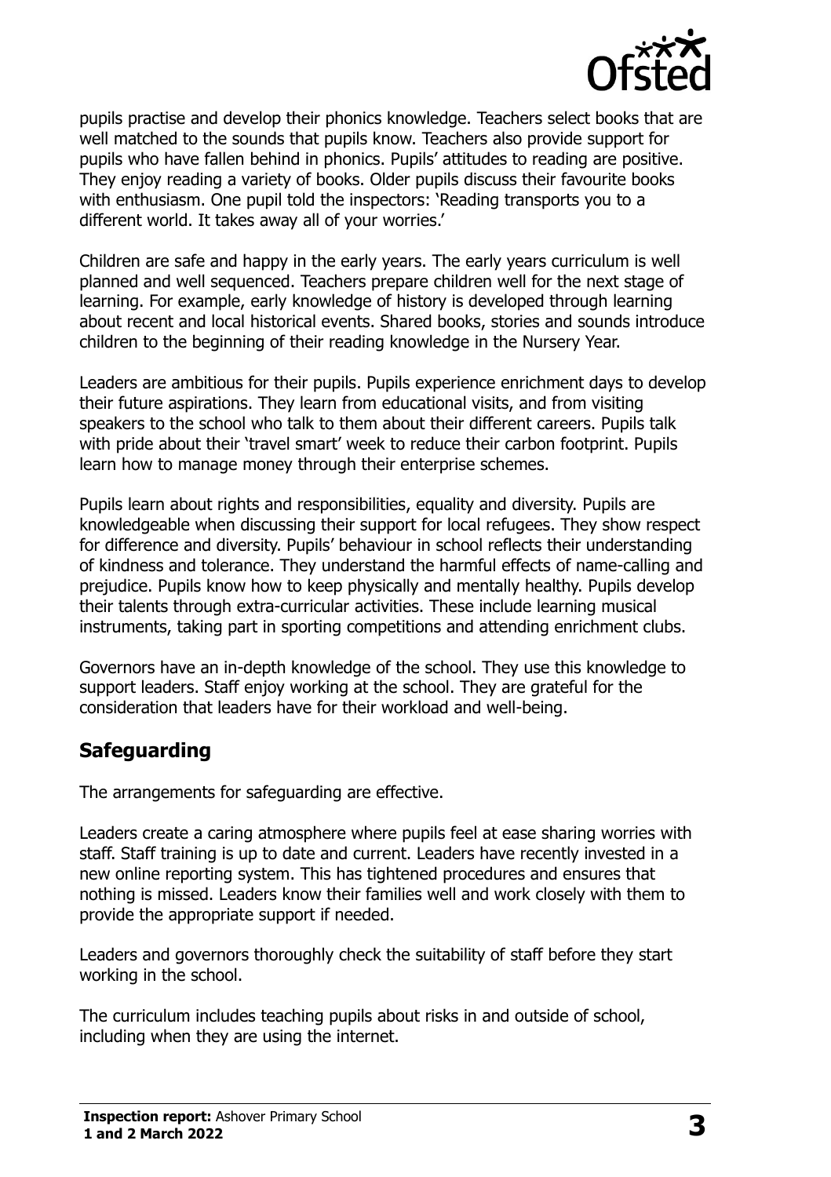pupils practise and develop their phonics knowledge. Teachers select books that are well matched to the sounds that pupils know. Teachers also provide support for pupils who have fallen behind in phonics. Pupils' attitudes to reading are positive. They enjoy reading a variety of books. Older pupils discuss their favourite books with enthusiasm. One pupil told the inspectors: 'Reading transports you to a different world. It takes away all of your worries.'

Children are safe and happy in the early years. The early years curriculum is well planned and well sequenced. Teachers prepare children well for the next stage of learning. For example, early knowledge of history is developed through learning about recent and local historical events. Shared books, stories and sounds introduce children to the beginning of their reading knowledge in the Nursery Year.

Leaders are ambitious for their pupils. Pupils experience enrichment days to develop their future aspirations. They learn from educational visits, and from visiting speakers to the school who talk to them about their different careers. Pupils talk with pride about their 'travel smart' week to reduce their carbon footprint. Pupils learn how to manage money through their enterprise schemes.

Pupils learn about rights and responsibilities, equality and diversity. Pupils are knowledgeable when discussing their support for local refugees. They show respect for difference and diversity. Pupils' behaviour in school reflects their understanding of kindness and tolerance. They understand the harmful effects of name-calling and prejudice. Pupils know how to keep physically and mentally healthy. Pupils develop their talents through extra-curricular activities. These include learning musical instruments, taking part in sporting competitions and attending enrichment clubs.

Governors have an in-depth knowledge of the school. They use this knowledge to support leaders. Staff enjoy working at the school. They are grateful for the consideration that leaders have for their workload and well-being.

## Safeguarding

The arrangements for safeguarding are effective.

Leaders create a caring atmosphere where pupils feel at ease sharing worries with staff. Staff training is up to date and current. Leaders have recently invested in a new online reporting system. This has tightened procedures and ensures that nothing is missed. Leaders know their families well and work closely with them to provide the appropriate support if needed.

Leaders and governors thoroughly check the suitability of staff before they start working in the school.

The curriculum includes teaching pupils about risks in and outside of school, including when they are using the internet.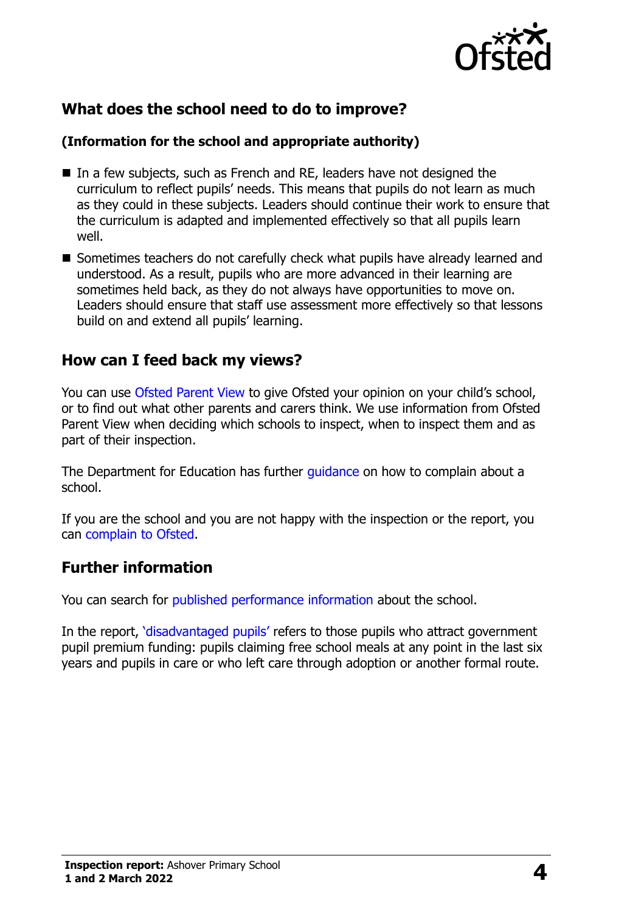## What does the school need to do to improve?

### (Information for the school and appropriate authority)

- In a few subjects, such as French and RE, leaders have not designed the curriculum to reflect pupils' needs. This means that pupils do not learn as much as they could in these subjects. Leaders should continue their work to ensure that the curriculum is adapted and implemented effectively so that all pupils learn well.
- Sometimes teachers do not carefully check what pupils have already learned and understood. As a result, pupils who are more advanced in their learning are sometimes held back, as they do not always have opportunities to move on. Leaders should ensure that staff use assessment more effectively so that lessons build on and extend all pupils' learning.

## How can I feed back my views?

You can use Ofsted Parent View to give Ofsted your opinion on your child's school, or to find out what other parents and carers think. We use information from Ofsted Parent View when deciding which schools to inspect, when to inspect them and as part of their inspection.

The Department for Education has further guidance on how to complain about a school.

If you are the school and you are not happy with the inspection or the report, you can complain to Ofsted.

## Further information

You can search for published performance information about the school.

In the report, 'disadvantaged pupils' refers to those pupils who attract government pupil premium funding: pupils claiming free school meals at any point in the last six years and pupils in care or who left care through adoption or another formal route.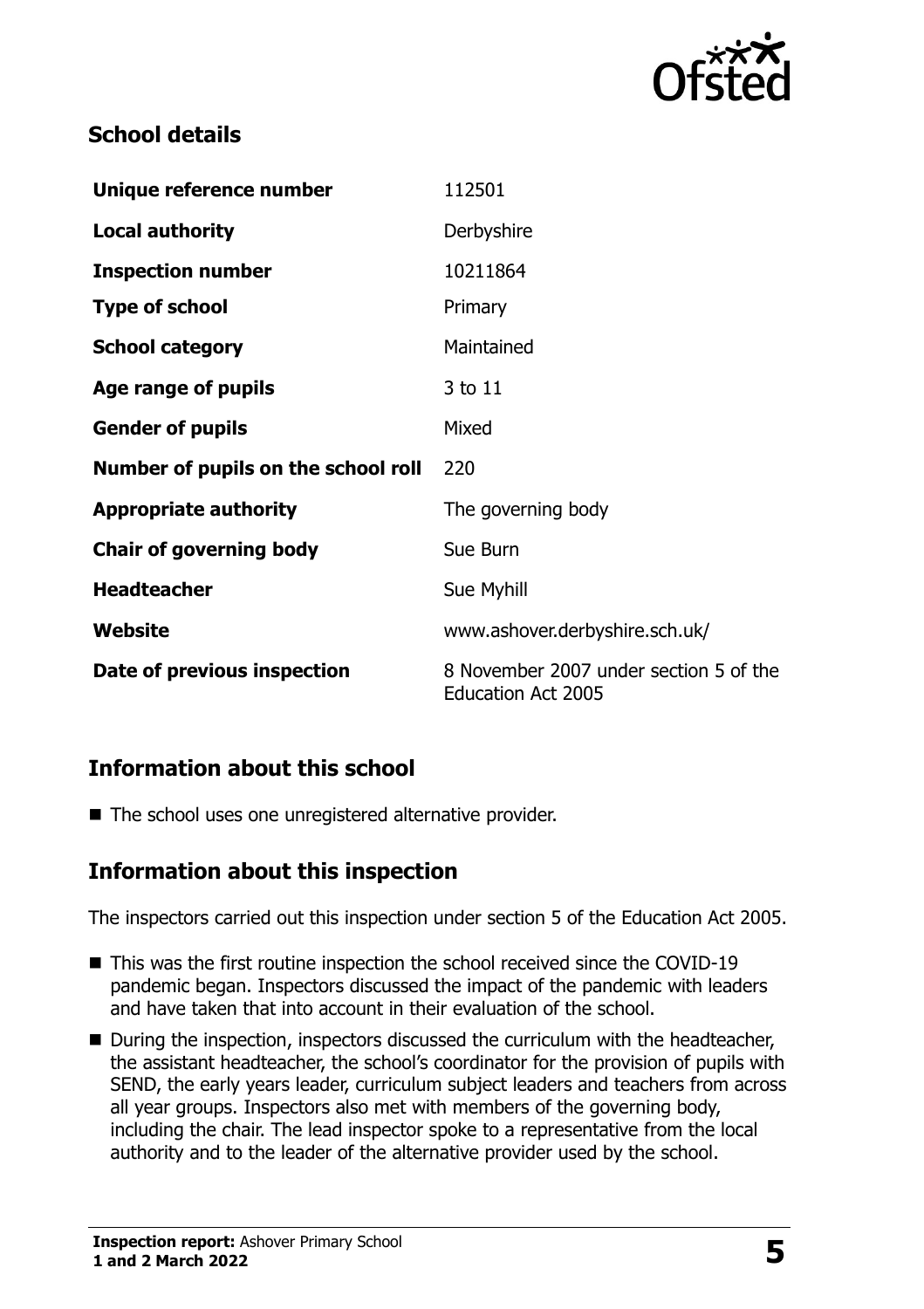## School details

| | |
|---|---|
| **Unique reference number** | 112501 |
| **Local authority** | Derbyshire |
| **Inspection number** | 10211864 |
| **Type of school** | Primary |
| **School category** | Maintained |
| **Age range of pupils** | 3 to 11 |
| **Gender of pupils** | Mixed |
| **Number of pupils on the school roll** | 220 |
| **Appropriate authority** | The governing body |
| **Chair of governing body** | Sue Burn |
| **Headteacher** | Sue Myhill |
| **Website** | www.ashover.derbyshire.sch.uk/ |
| **Date of previous inspection** | 8 November 2007 under section 5 of the Education Act 2005 |

## Information about this school

- The school uses one unregistered alternative provider.

## Information about this inspection

The inspectors carried out this inspection under section 5 of the Education Act 2005.

- This was the first routine inspection the school received since the COVID-19 pandemic began. Inspectors discussed the impact of the pandemic with leaders and have taken that into account in their evaluation of the school.
- During the inspection, inspectors discussed the curriculum with the headteacher, the assistant headteacher, the school's coordinator for the provision of pupils with SEND, the early years leader, curriculum subject leaders and teachers from across all year groups. Inspectors also met with members of the governing body, including the chair. The lead inspector spoke to a representative from the local authority and to the leader of the alternative provider used by the school.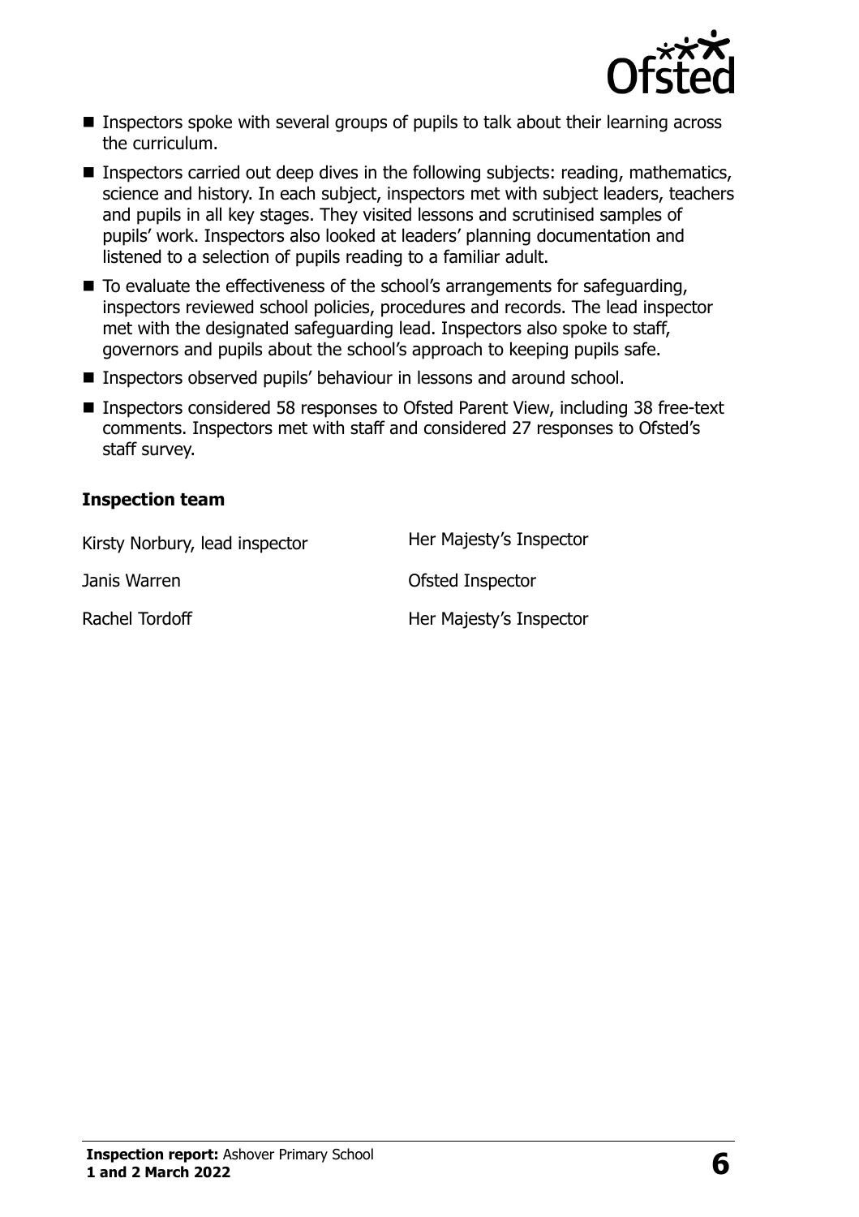- Inspectors spoke with several groups of pupils to talk about their learning across the curriculum.
- Inspectors carried out deep dives in the following subjects: reading, mathematics, science and history. In each subject, inspectors met with subject leaders, teachers and pupils in all key stages. They visited lessons and scrutinised samples of pupils' work. Inspectors also looked at leaders' planning documentation and listened to a selection of pupils reading to a familiar adult.
- To evaluate the effectiveness of the school's arrangements for safeguarding, inspectors reviewed school policies, procedures and records. The lead inspector met with the designated safeguarding lead. Inspectors also spoke to staff, governors and pupils about the school's approach to keeping pupils safe.
- Inspectors observed pupils' behaviour in lessons and around school.
- Inspectors considered 58 responses to Ofsted Parent View, including 38 free-text comments. Inspectors met with staff and considered 27 responses to Ofsted's staff survey.

### Inspection team

| | |
|---|---|
| Kirsty Norbury, lead inspector | Her Majesty's Inspector |
| Janis Warren | Ofsted Inspector |
| Rachel Tordoff | Her Majesty's Inspector |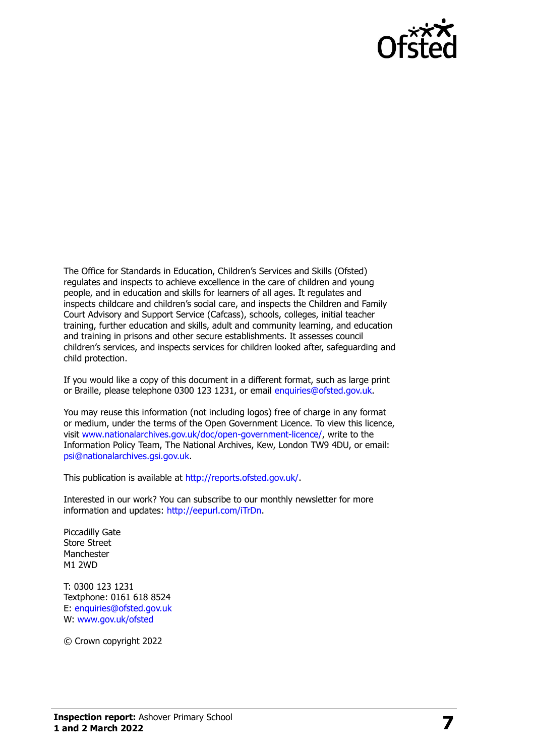The Office for Standards in Education, Children's Services and Skills (Ofsted) regulates and inspects to achieve excellence in the care of children and young people, and in education and skills for learners of all ages. It regulates and inspects childcare and children's social care, and inspects the Children and Family Court Advisory and Support Service (Cafcass), schools, colleges, initial teacher training, further education and skills, adult and community learning, and education and training in prisons and other secure establishments. It assesses council children's services, and inspects services for children looked after, safeguarding and child protection.

If you would like a copy of this document in a different format, such as large print or Braille, please telephone 0300 123 1231, or email enquiries@ofsted.gov.uk.

You may reuse this information (not including logos) free of charge in any format or medium, under the terms of the Open Government Licence. To view this licence, visit www.nationalarchives.gov.uk/doc/open-government-licence/, write to the Information Policy Team, The National Archives, Kew, London TW9 4DU, or email: psi@nationalarchives.gsi.gov.uk.

This publication is available at http://reports.ofsted.gov.uk/.

Interested in our work? You can subscribe to our monthly newsletter for more information and updates: http://eepurl.com/iTrDn.

Piccadilly Gate
Store Street
Manchester
M1 2WD

T: 0300 123 1231
Textphone: 0161 618 8524
E: enquiries@ofsted.gov.uk
W: www.gov.uk/ofsted

© Crown copyright 2022